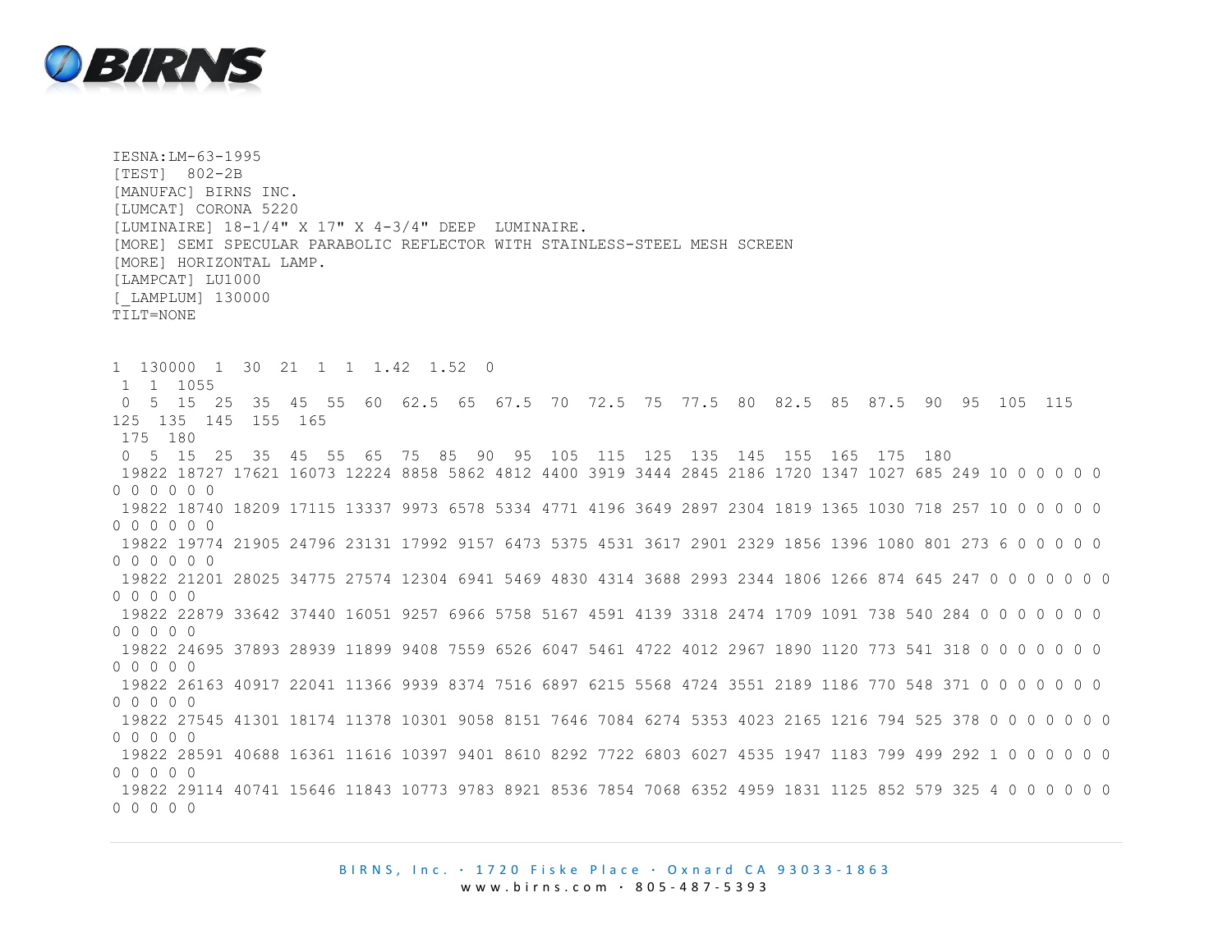```
IESNA:LM-63-1995
[TEST]  802-2B
[MANUFAC] BIRNS INC.
[LUMCAT] CORONA 5220
[LUMINAIRE] 18-1/4" X 17" X 4-3/4" DEEP  LUMINAIRE.
[MORE] SEMI SPECULAR PARABOLIC REFLECTOR WITH STAINLESS-STEEL MESH SCREEN
[MORE] HORIZONTAL LAMP.
[LAMPCAT] LU1000
[_LAMPLUM] 130000
TILT=NONE


1  130000  1  30  21  1  1  1.42  1.52  0
 1  1  1055
 0  5  15  25  35  45  55  60  62.5  65  67.5  70  72.5  75  77.5  80  82.5  85  87.5  90  95  105  115
125  135  145  155  165
 175  180
 0  5  15  25  35  45  55  65  75  85  90  95  105  115  125  135  145  155  165  175  180
 19822 18727 17621 16073 12224 8858 5862 4812 4400 3919 3444 2845 2186 1720 1347 1027 685 249 10 0 0 0 0 0
0 0 0 0 0 0
 19822 18740 18209 17115 13337 9973 6578 5334 4771 4196 3649 2897 2304 1819 1365 1030 718 257 10 0 0 0 0 0
0 0 0 0 0 0
 19822 19774 21905 24796 23131 17992 9157 6473 5375 4531 3617 2901 2329 1856 1396 1080 801 273 6 0 0 0 0 0
0 0 0 0 0 0
 19822 21201 28025 34775 27574 12304 6941 5469 4830 4314 3688 2993 2344 1806 1266 874 645 247 0 0 0 0 0 0 0
0 0 0 0 0
 19822 22879 33642 37440 16051 9257 6966 5758 5167 4591 4139 3318 2474 1709 1091 738 540 284 0 0 0 0 0 0 0
0 0 0 0 0
 19822 24695 37893 28939 11899 9408 7559 6526 6047 5461 4722 4012 2967 1890 1120 773 541 318 0 0 0 0 0 0 0
0 0 0 0 0
 19822 26163 40917 22041 11366 9939 8374 7516 6897 6215 5568 4724 3551 2189 1186 770 548 371 0 0 0 0 0 0 0
0 0 0 0 0
 19822 27545 41301 18174 11378 10301 9058 8151 7646 7084 6274 5353 4023 2165 1216 794 525 378 0 0 0 0 0 0 0
0 0 0 0 0
 19822 28591 40688 16361 11616 10397 9401 8610 8292 7722 6803 6027 4535 1947 1183 799 499 292 1 0 0 0 0 0 0
0 0 0 0 0
 19822 29114 40741 15646 11843 10773 9783 8921 8536 7854 7068 6352 4959 1831 1125 852 579 325 4 0 0 0 0 0 0
0 0 0 0 0
```

BIRNS, Inc. · 1720 Fiske Place · Oxnard CA 93033-1863
www.birns.com · 805-487-5393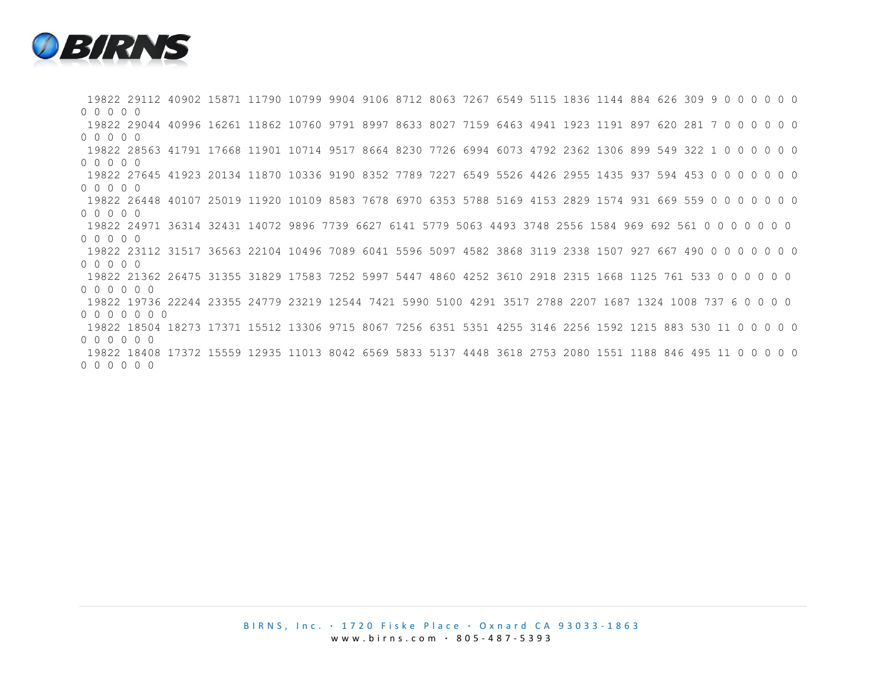19822 29112 40902 15871 11790 10799 9904 9106 8712 8063 7267 6549 5115 1836 1144 884 626 309 9 0 0 0 0 0 0 0 0 0 0 0

19822 29044 40996 16261 11862 10760 9791 8997 8633 8027 7159 6463 4941 1923 1191 897 620 281 7 0 0 0 0 0 0 0 0 0 0 0

19822 28563 41791 17668 11901 10714 9517 8664 8230 7726 6994 6073 4792 2362 1306 899 549 322 1 0 0 0 0 0 0 0 0 0 0 0

19822 27645 41923 20134 11870 10336 9190 8352 7789 7227 6549 5526 4426 2955 1435 937 594 453 0 0 0 0 0 0 0 0 0 0 0 0

19822 26448 40107 25019 11920 10109 8583 7678 6970 6353 5788 5169 4153 2829 1574 931 669 559 0 0 0 0 0 0 0 0 0 0 0 0

19822 24971 36314 32431 14072 9896 7739 6627 6141 5779 5063 4493 3748 2556 1584 969 692 561 0 0 0 0 0 0 0 0 0 0 0 0

19822 23112 31517 36563 22104 10496 7089 6041 5596 5097 4582 3868 3119 2338 1507 927 667 490 0 0 0 0 0 0 0 0 0 0 0 0

19822 21362 26475 31355 31829 17583 7252 5997 5447 4860 4252 3610 2918 2315 1668 1125 761 533 0 0 0 0 0 0 0 0 0 0 0 0

19822 19736 22244 23355 24779 23219 12544 7421 5990 5100 4291 3517 2788 2207 1687 1324 1008 737 6 0 0 0 0 0 0 0 0 0 0 0

19822 18504 18273 17371 15512 13306 9715 8067 7256 6351 5351 4255 3146 2256 1592 1215 883 530 11 0 0 0 0 0 0 0 0 0 0 0

19822 18408 17372 15559 12935 11013 8042 6569 5833 5137 4448 3618 2753 2080 1551 1188 846 495 11 0 0 0 0 0 0 0 0 0 0 0

BIRNS, Inc. · 1720 Fiske Place · Oxnard CA 93033-1863
www.birns.com · 805-487-5393